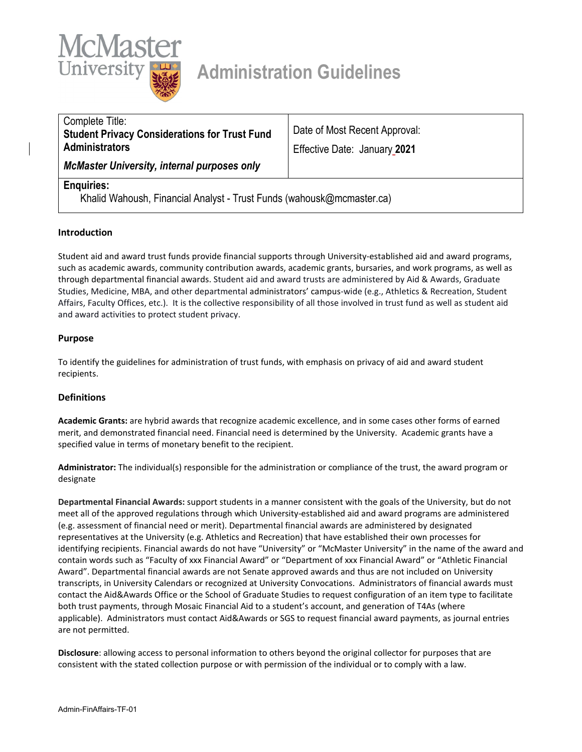# Administration Guidelines

| Complete Title: **Student Privacy Considerations for Trust Fund Administrators** ***McMaster University, internal purposes only*** | Date of Most Recent Approval: Effective Date: January **2021** |
|---|---|
| **Enquiries:** Khalid Wahoush, Financial Analyst - Trust Funds (wahousk@mcmaster.ca) | |

## Introduction

Student aid and award trust funds provide financial supports through University-established aid and award programs, such as academic awards, community contribution awards, academic grants, bursaries, and work programs, as well as through departmental financial awards. Student aid and award trusts are administered by Aid & Awards, Graduate Studies, Medicine, MBA, and other departmental administrators' campus-wide (e.g., Athletics & Recreation, Student Affairs, Faculty Offices, etc.). It is the collective responsibility of all those involved in trust fund as well as student aid and award activities to protect student privacy.

## Purpose

To identify the guidelines for administration of trust funds, with emphasis on privacy of aid and award student recipients.

## Definitions

**Academic Grants:** are hybrid awards that recognize academic excellence, and in some cases other forms of earned merit, and demonstrated financial need. Financial need is determined by the University. Academic grants have a specified value in terms of monetary benefit to the recipient.

**Administrator:** The individual(s) responsible for the administration or compliance of the trust, the award program or designate

**Departmental Financial Awards:** support students in a manner consistent with the goals of the University, but do not meet all of the approved regulations through which University-established aid and award programs are administered (e.g. assessment of financial need or merit). Departmental financial awards are administered by designated representatives at the University (e.g. Athletics and Recreation) that have established their own processes for identifying recipients. Financial awards do not have "University" or "McMaster University" in the name of the award and contain words such as "Faculty of xxx Financial Award" or "Department of xxx Financial Award" or "Athletic Financial Award". Departmental financial awards are not Senate approved awards and thus are not included on University transcripts, in University Calendars or recognized at University Convocations. Administrators of financial awards must contact the Aid&Awards Office or the School of Graduate Studies to request configuration of an item type to facilitate both trust payments, through Mosaic Financial Aid to a student's account, and generation of T4As (where applicable). Administrators must contact Aid&Awards or SGS to request financial award payments, as journal entries are not permitted.

**Disclosure**: allowing access to personal information to others beyond the original collector for purposes that are consistent with the stated collection purpose or with permission of the individual or to comply with a law.

Admin-FinAffairs-TF-01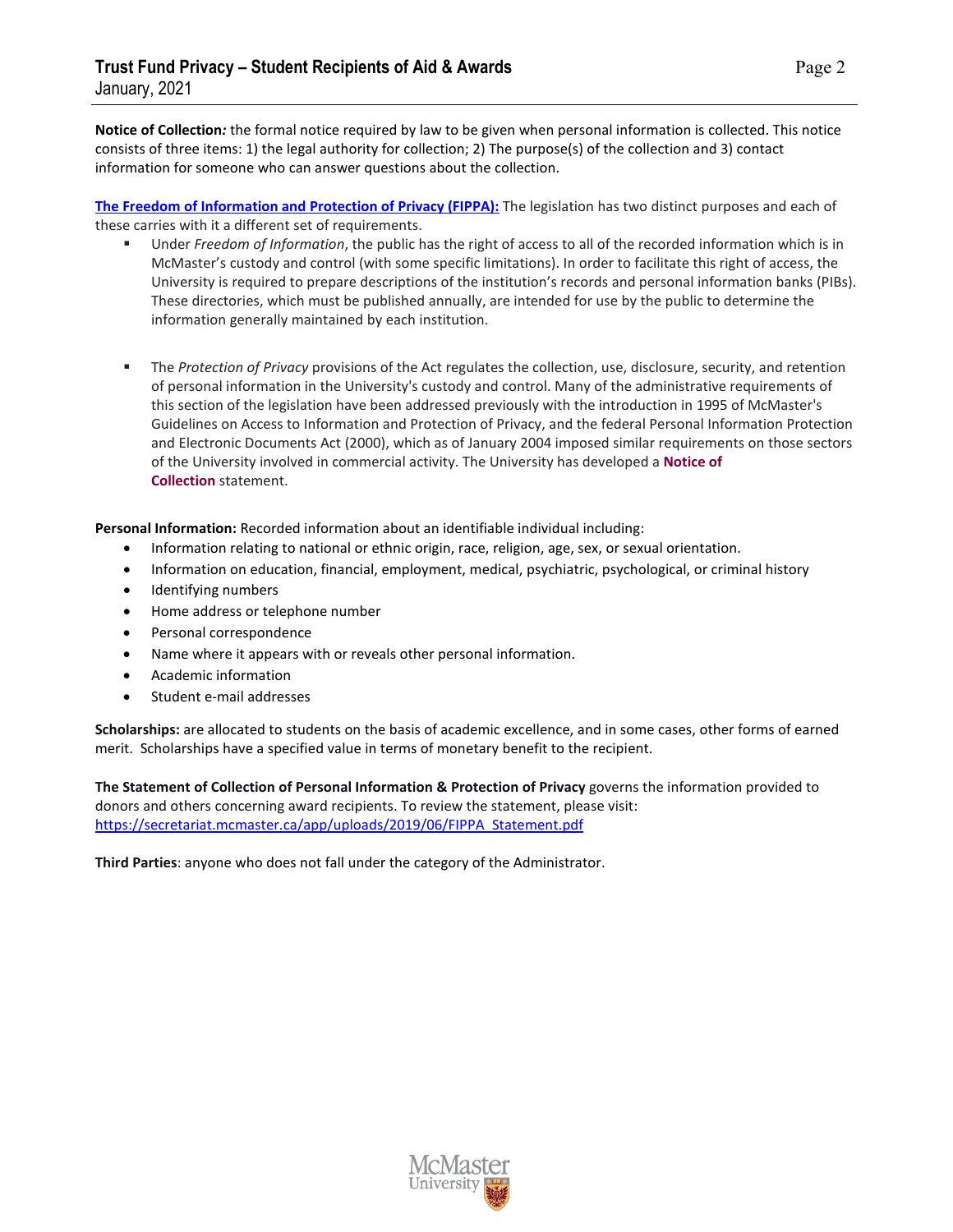**Notice of Collection:** the formal notice required by law to be given when personal information is collected. This notice consists of three items: 1) the legal authority for collection; 2) The purpose(s) of the collection and 3) contact information for someone who can answer questions about the collection.

**The Freedom of Information and Protection of Privacy (FIPPA):** The legislation has two distinct purposes and each of these carries with it a different set of requirements.

- Under *Freedom of Information*, the public has the right of access to all of the recorded information which is in McMaster's custody and control (with some specific limitations). In order to facilitate this right of access, the University is required to prepare descriptions of the institution's records and personal information banks (PIBs). These directories, which must be published annually, are intended for use by the public to determine the information generally maintained by each institution.

- The *Protection of Privacy* provisions of the Act regulates the collection, use, disclosure, security, and retention of personal information in the University's custody and control. Many of the administrative requirements of this section of the legislation have been addressed previously with the introduction in 1995 of McMaster's Guidelines on Access to Information and Protection of Privacy, and the federal Personal Information Protection and Electronic Documents Act (2000), which as of January 2004 imposed similar requirements on those sectors of the University involved in commercial activity. The University has developed a **Notice of Collection** statement.

**Personal Information:** Recorded information about an identifiable individual including:

- Information relating to national or ethnic origin, race, religion, age, sex, or sexual orientation.
- Information on education, financial, employment, medical, psychiatric, psychological, or criminal history
- Identifying numbers
- Home address or telephone number
- Personal correspondence
- Name where it appears with or reveals other personal information.
- Academic information
- Student e-mail addresses

**Scholarships:** are allocated to students on the basis of academic excellence, and in some cases, other forms of earned merit. Scholarships have a specified value in terms of monetary benefit to the recipient.

**The Statement of Collection of Personal Information & Protection of Privacy** governs the information provided to donors and others concerning award recipients. To review the statement, please visit: https://secretariat.mcmaster.ca/app/uploads/2019/06/FIPPA_Statement.pdf

**Third Parties**: anyone who does not fall under the category of the Administrator.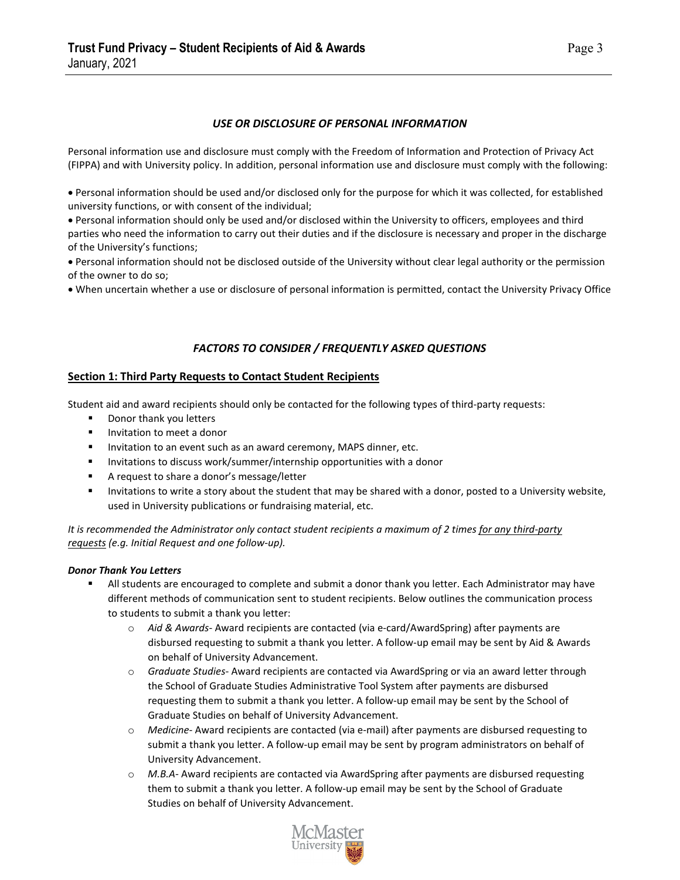### *USE OR DISCLOSURE OF PERSONAL INFORMATION*

Personal information use and disclosure must comply with the Freedom of Information and Protection of Privacy Act (FIPPA) and with University policy. In addition, personal information use and disclosure must comply with the following:

- Personal information should be used and/or disclosed only for the purpose for which it was collected, for established university functions, or with consent of the individual;
- Personal information should only be used and/or disclosed within the University to officers, employees and third parties who need the information to carry out their duties and if the disclosure is necessary and proper in the discharge of the University's functions;
- Personal information should not be disclosed outside of the University without clear legal authority or the permission of the owner to do so;
- When uncertain whether a use or disclosure of personal information is permitted, contact the University Privacy Office

### *FACTORS TO CONSIDER / FREQUENTLY ASKED QUESTIONS*

## Section 1: Third Party Requests to Contact Student Recipients

Student aid and award recipients should only be contacted for the following types of third-party requests:

- Donor thank you letters
- Invitation to meet a donor
- Invitation to an event such as an award ceremony, MAPS dinner, etc.
- Invitations to discuss work/summer/internship opportunities with a donor
- A request to share a donor's message/letter
- Invitations to write a story about the student that may be shared with a donor, posted to a University website, used in University publications or fundraising material, etc.

*It is recommended the Administrator only contact student recipients a maximum of 2 times for any third-party requests (e.g. Initial Request and one follow-up).*

***Donor Thank You Letters***

- All students are encouraged to complete and submit a donor thank you letter. Each Administrator may have different methods of communication sent to student recipients. Below outlines the communication process to students to submit a thank you letter:
  - *Aid & Awards*- Award recipients are contacted (via e-card/AwardSpring) after payments are disbursed requesting to submit a thank you letter. A follow-up email may be sent by Aid & Awards on behalf of University Advancement.
  - *Graduate Studies*- Award recipients are contacted via AwardSpring or via an award letter through the School of Graduate Studies Administrative Tool System after payments are disbursed requesting them to submit a thank you letter. A follow-up email may be sent by the School of Graduate Studies on behalf of University Advancement.
  - *Medicine*- Award recipients are contacted (via e-mail) after payments are disbursed requesting to submit a thank you letter. A follow-up email may be sent by program administrators on behalf of University Advancement.
  - *M.B.A*- Award recipients are contacted via AwardSpring after payments are disbursed requesting them to submit a thank you letter. A follow-up email may be sent by the School of Graduate Studies on behalf of University Advancement.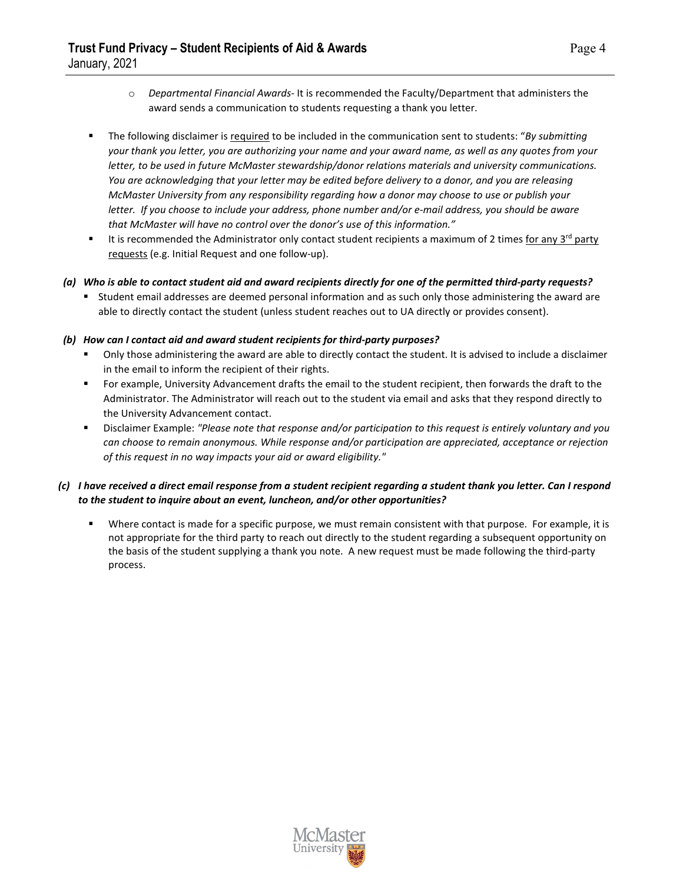- *Departmental Financial Awards*- It is recommended the Faculty/Department that administers the award sends a communication to students requesting a thank you letter.

- The following disclaimer is <u>required</u> to be included in the communication sent to students: "*By submitting your thank you letter, you are authorizing your name and your award name, as well as any quotes from your letter, to be used in future McMaster stewardship/donor relations materials and university communications. You are acknowledging that your letter may be edited before delivery to a donor, and you are releasing McMaster University from any responsibility regarding how a donor may choose to use or publish your letter. If you choose to include your address, phone number and/or e-mail address, you should be aware that McMaster will have no control over the donor's use of this information.*"
- It is recommended the Administrator only contact student recipients a maximum of 2 times <u>for any 3rd party requests</u> (e.g. Initial Request and one follow-up).

***(a) Who is able to contact student aid and award recipients directly for one of the permitted third-party requests?***

- Student email addresses are deemed personal information and as such only those administering the award are able to directly contact the student (unless student reaches out to UA directly or provides consent).

***(b) How can I contact aid and award student recipients for third-party purposes?***

- Only those administering the award are able to directly contact the student. It is advised to include a disclaimer in the email to inform the recipient of their rights.
- For example, University Advancement drafts the email to the student recipient, then forwards the draft to the Administrator. The Administrator will reach out to the student via email and asks that they respond directly to the University Advancement contact.
- Disclaimer Example: *"Please note that response and/or participation to this request is entirely voluntary and you can choose to remain anonymous. While response and/or participation are appreciated, acceptance or rejection of this request in no way impacts your aid or award eligibility."*

***(c) I have received a direct email response from a student recipient regarding a student thank you letter. Can I respond to the student to inquire about an event, luncheon, and/or other opportunities?***

- Where contact is made for a specific purpose, we must remain consistent with that purpose. For example, it is not appropriate for the third party to reach out directly to the student regarding a subsequent opportunity on the basis of the student supplying a thank you note. A new request must be made following the third-party process.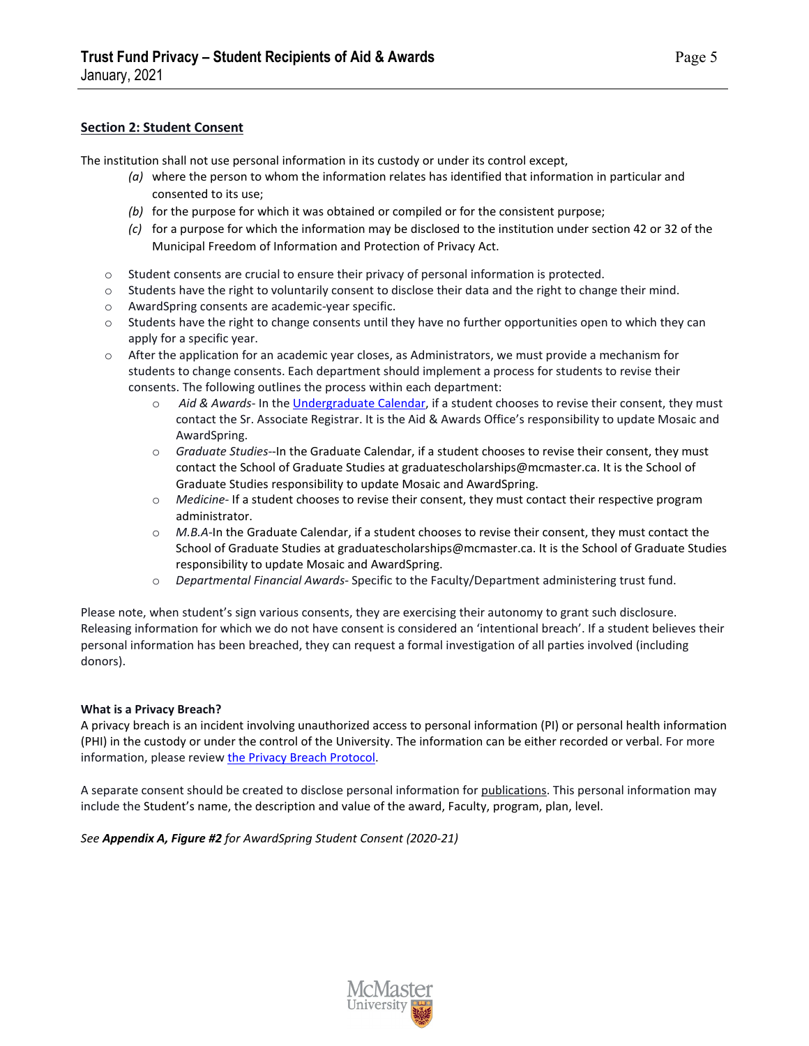## Section 2: Student Consent

The institution shall not use personal information in its custody or under its control except,

*(a)* where the person to whom the information relates has identified that information in particular and consented to its use;

*(b)* for the purpose for which it was obtained or compiled or for the consistent purpose;

*(c)* for a purpose for which the information may be disclosed to the institution under section 42 or 32 of the Municipal Freedom of Information and Protection of Privacy Act.

- Student consents are crucial to ensure their privacy of personal information is protected.
- Students have the right to voluntarily consent to disclose their data and the right to change their mind.
- AwardSpring consents are academic-year specific.
- Students have the right to change consents until they have no further opportunities open to which they can apply for a specific year.
- After the application for an academic year closes, as Administrators, we must provide a mechanism for students to change consents. Each department should implement a process for students to revise their consents. The following outlines the process within each department:
    - *Aid & Awards*- In the Undergraduate Calendar, if a student chooses to revise their consent, they must contact the Sr. Associate Registrar. It is the Aid & Awards Office's responsibility to update Mosaic and AwardSpring.
    - *Graduate Studies*--In the Graduate Calendar, if a student chooses to revise their consent, they must contact the School of Graduate Studies at graduatescholarships@mcmaster.ca. It is the School of Graduate Studies responsibility to update Mosaic and AwardSpring.
    - *Medicine*- If a student chooses to revise their consent, they must contact their respective program administrator.
    - *M.B.A*-In the Graduate Calendar, if a student chooses to revise their consent, they must contact the School of Graduate Studies at graduatescholarships@mcmaster.ca. It is the School of Graduate Studies responsibility to update Mosaic and AwardSpring.
    - *Departmental Financial Awards*- Specific to the Faculty/Department administering trust fund.

Please note, when student's sign various consents, they are exercising their autonomy to grant such disclosure. Releasing information for which we do not have consent is considered an 'intentional breach'. If a student believes their personal information has been breached, they can request a formal investigation of all parties involved (including donors).

**What is a Privacy Breach?**

A privacy breach is an incident involving unauthorized access to personal information (PI) or personal health information (PHI) in the custody or under the control of the University. The information can be either recorded or verbal. For more information, please review the Privacy Breach Protocol.

A separate consent should be created to disclose personal information for publications. This personal information may include the Student's name, the description and value of the award, Faculty, program, plan, level.

*See **Appendix A, Figure #2** for AwardSpring Student Consent (2020-21)*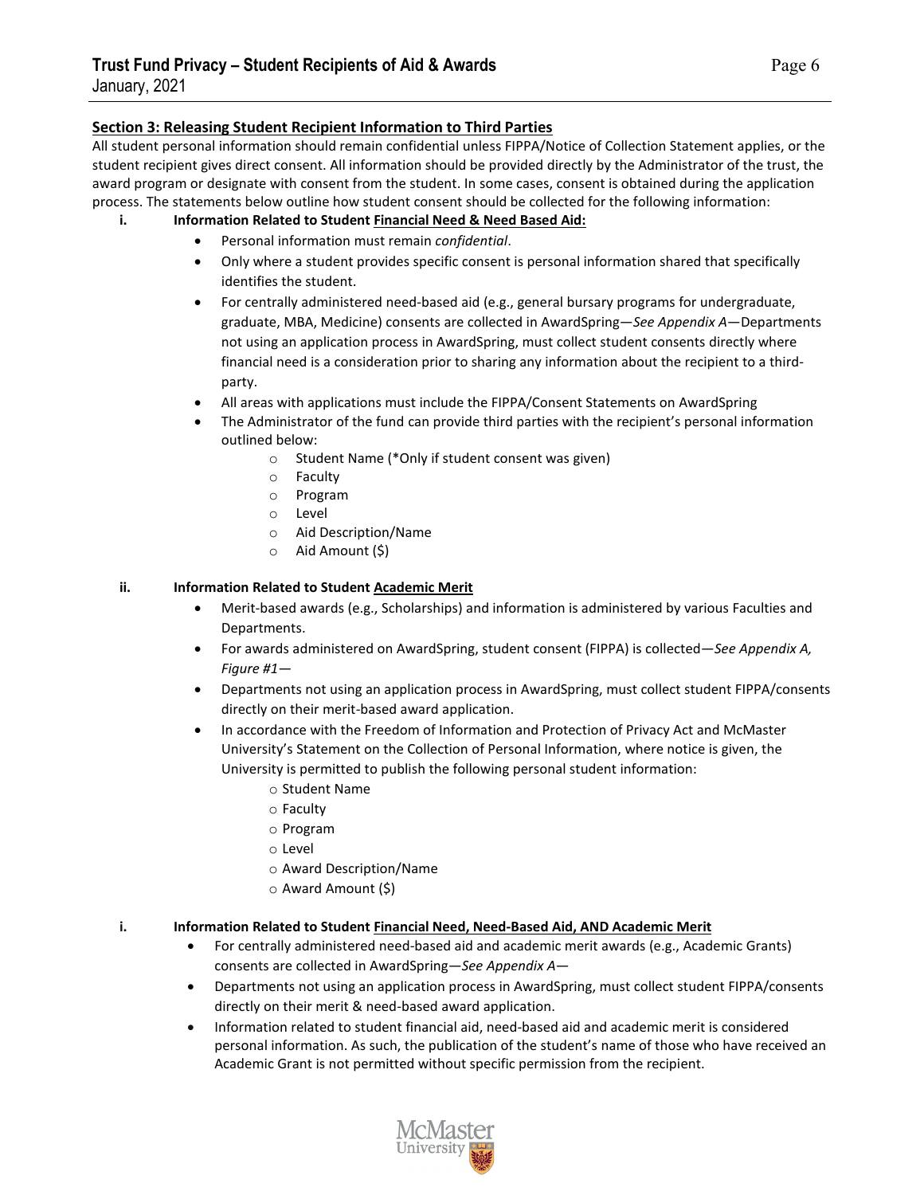## Section 3: Releasing Student Recipient Information to Third Parties

All student personal information should remain confidential unless FIPPA/Notice of Collection Statement applies, or the student recipient gives direct consent. All information should be provided directly by the Administrator of the trust, the award program or designate with consent from the student. In some cases, consent is obtained during the application process. The statements below outline how student consent should be collected for the following information:

**i. Information Related to Student Financial Need & Need Based Aid:**

- Personal information must remain *confidential*.
- Only where a student provides specific consent is personal information shared that specifically identifies the student.
- For centrally administered need-based aid (e.g., general bursary programs for undergraduate, graduate, MBA, Medicine) consents are collected in AwardSpring—*See Appendix A*—Departments not using an application process in AwardSpring, must collect student consents directly where financial need is a consideration prior to sharing any information about the recipient to a third-party.
- All areas with applications must include the FIPPA/Consent Statements on AwardSpring
- The Administrator of the fund can provide third parties with the recipient's personal information outlined below:
  - Student Name (*Only if student consent was given)
  - Faculty
  - Program
  - Level
  - Aid Description/Name
  - Aid Amount ($)

**ii. Information Related to Student Academic Merit**

- Merit-based awards (e.g., Scholarships) and information is administered by various Faculties and Departments.
- For awards administered on AwardSpring, student consent (FIPPA) is collected—*See Appendix A, Figure #1*—
- Departments not using an application process in AwardSpring, must collect student FIPPA/consents directly on their merit-based award application.
- In accordance with the Freedom of Information and Protection of Privacy Act and McMaster University's Statement on the Collection of Personal Information, where notice is given, the University is permitted to publish the following personal student information:
  - Student Name
  - Faculty
  - Program
  - Level
  - Award Description/Name
  - Award Amount ($)

**i. Information Related to Student Financial Need, Need-Based Aid, AND Academic Merit**

- For centrally administered need-based aid and academic merit awards (e.g., Academic Grants) consents are collected in AwardSpring—*See Appendix A*—
- Departments not using an application process in AwardSpring, must collect student FIPPA/consents directly on their merit & need-based award application.
- Information related to student financial aid, need-based aid and academic merit is considered personal information. As such, the publication of the student's name of those who have received an Academic Grant is not permitted without specific permission from the recipient.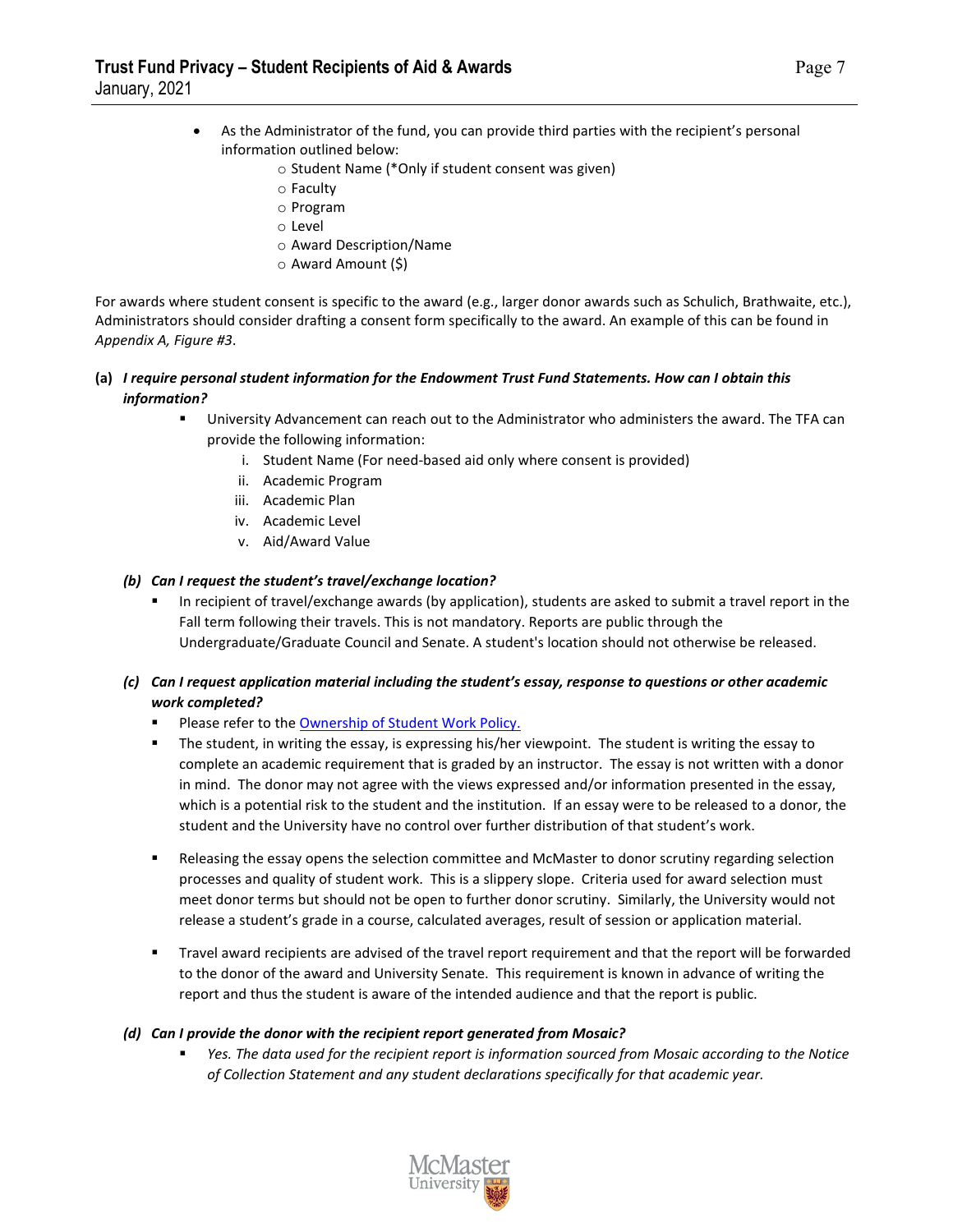- As the Administrator of the fund, you can provide third parties with the recipient's personal information outlined below:
  - Student Name (*Only if student consent was given)
  - Faculty
  - Program
  - Level
  - Award Description/Name
  - Award Amount ($)

For awards where student consent is specific to the award (e.g., larger donor awards such as Schulich, Brathwaite, etc.), Administrators should consider drafting a consent form specifically to the award. An example of this can be found in *Appendix A, Figure #3*.

**(a)** ***I require personal student information for the Endowment Trust Fund Statements. How can I obtain this information?***

- University Advancement can reach out to the Administrator who administers the award. The TFA can provide the following information:
  1. Student Name (For need-based aid only where consent is provided)
  2. Academic Program
  3. Academic Plan
  4. Academic Level
  5. Aid/Award Value

***(b) Can I request the student's travel/exchange location?***

- In recipient of travel/exchange awards (by application), students are asked to submit a travel report in the Fall term following their travels. This is not mandatory. Reports are public through the Undergraduate/Graduate Council and Senate. A student's location should not otherwise be released.

***(c) Can I request application material including the student's essay, response to questions or other academic work completed?***

- Please refer to the Ownership of Student Work Policy.
- The student, in writing the essay, is expressing his/her viewpoint. The student is writing the essay to complete an academic requirement that is graded by an instructor. The essay is not written with a donor in mind. The donor may not agree with the views expressed and/or information presented in the essay, which is a potential risk to the student and the institution. If an essay were to be released to a donor, the student and the University have no control over further distribution of that student's work.
- Releasing the essay opens the selection committee and McMaster to donor scrutiny regarding selection processes and quality of student work. This is a slippery slope. Criteria used for award selection must meet donor terms but should not be open to further donor scrutiny. Similarly, the University would not release a student's grade in a course, calculated averages, result of session or application material.
- Travel award recipients are advised of the travel report requirement and that the report will be forwarded to the donor of the award and University Senate. This requirement is known in advance of writing the report and thus the student is aware of the intended audience and that the report is public.

***(d) Can I provide the donor with the recipient report generated from Mosaic?***

- *Yes. The data used for the recipient report is information sourced from Mosaic according to the Notice of Collection Statement and any student declarations specifically for that academic year.*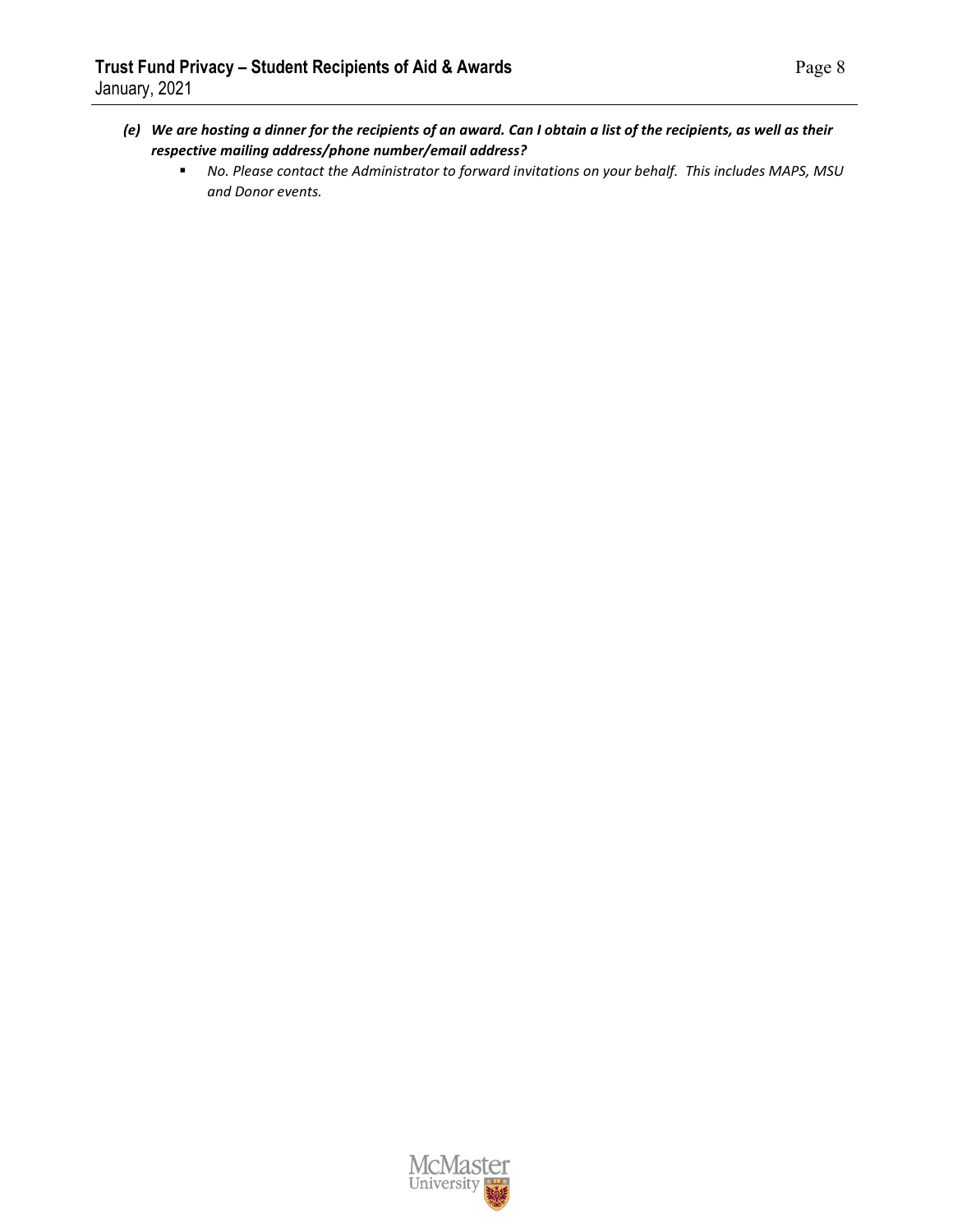***(e) We are hosting a dinner for the recipients of an award. Can I obtain a list of the recipients, as well as their respective mailing address/phone number/email address?***

- *No. Please contact the Administrator to forward invitations on your behalf. This includes MAPS, MSU and Donor events.*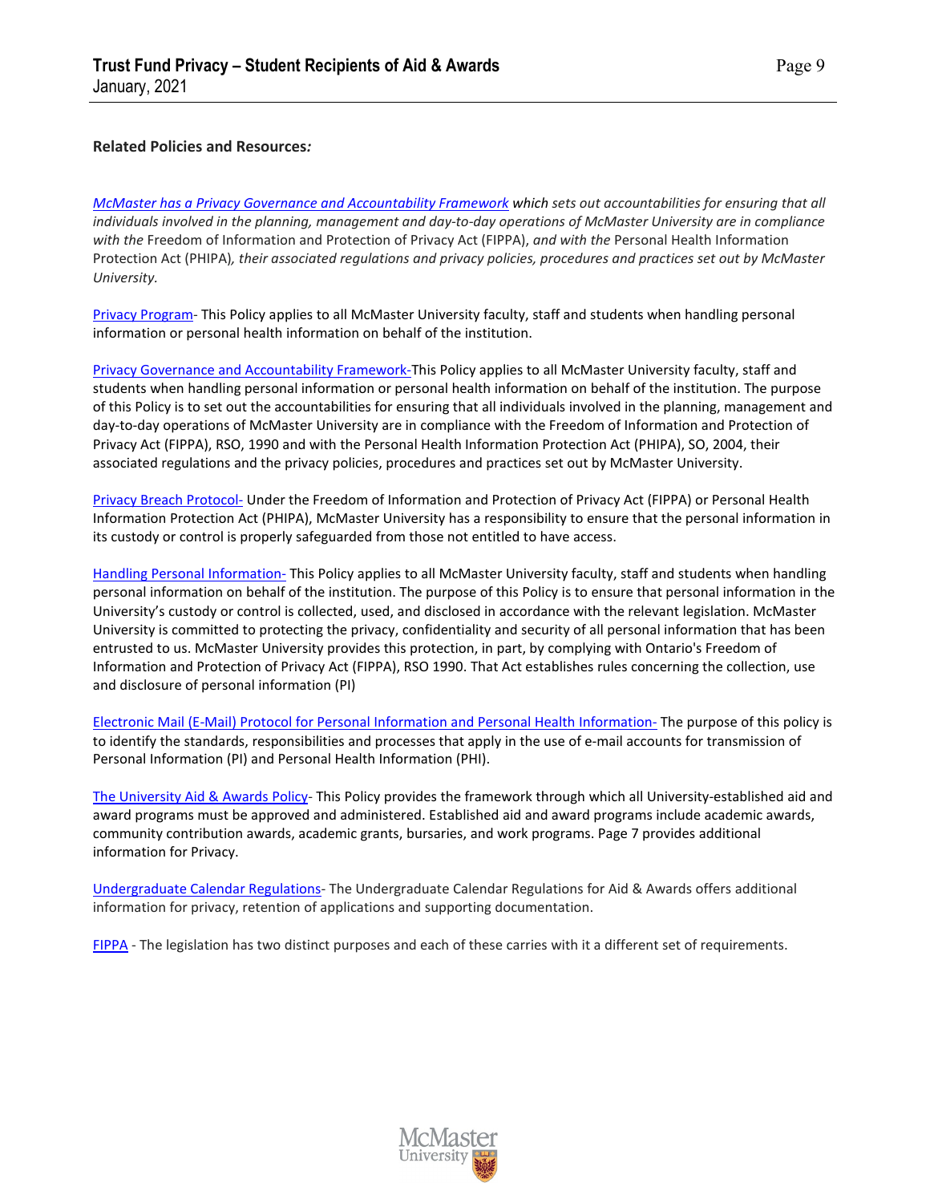**Related Policies and Resources*:***

*McMaster has a Privacy Governance and Accountability Framework which sets out accountabilities for ensuring that all individuals involved in the planning, management and day-to-day operations of McMaster University are in compliance with the* Freedom of Information and Protection of Privacy Act (FIPPA), *and with the* Personal Health Information Protection Act (PHIPA)*, their associated regulations and privacy policies, procedures and practices set out by McMaster University.*

Privacy Program- This Policy applies to all McMaster University faculty, staff and students when handling personal information or personal health information on behalf of the institution.

Privacy Governance and Accountability Framework-This Policy applies to all McMaster University faculty, staff and students when handling personal information or personal health information on behalf of the institution. The purpose of this Policy is to set out the accountabilities for ensuring that all individuals involved in the planning, management and day-to-day operations of McMaster University are in compliance with the Freedom of Information and Protection of Privacy Act (FIPPA), RSO, 1990 and with the Personal Health Information Protection Act (PHIPA), SO, 2004, their associated regulations and the privacy policies, procedures and practices set out by McMaster University.

Privacy Breach Protocol- Under the Freedom of Information and Protection of Privacy Act (FIPPA) or Personal Health Information Protection Act (PHIPA), McMaster University has a responsibility to ensure that the personal information in its custody or control is properly safeguarded from those not entitled to have access.

Handling Personal Information- This Policy applies to all McMaster University faculty, staff and students when handling personal information on behalf of the institution. The purpose of this Policy is to ensure that personal information in the University's custody or control is collected, used, and disclosed in accordance with the relevant legislation. McMaster University is committed to protecting the privacy, confidentiality and security of all personal information that has been entrusted to us. McMaster University provides this protection, in part, by complying with Ontario's Freedom of Information and Protection of Privacy Act (FIPPA), RSO 1990. That Act establishes rules concerning the collection, use and disclosure of personal information (PI)

Electronic Mail (E-Mail) Protocol for Personal Information and Personal Health Information- The purpose of this policy is to identify the standards, responsibilities and processes that apply in the use of e-mail accounts for transmission of Personal Information (PI) and Personal Health Information (PHI).

The University Aid & Awards Policy- This Policy provides the framework through which all University-established aid and award programs must be approved and administered. Established aid and award programs include academic awards, community contribution awards, academic grants, bursaries, and work programs. Page 7 provides additional information for Privacy.

Undergraduate Calendar Regulations- The Undergraduate Calendar Regulations for Aid & Awards offers additional information for privacy, retention of applications and supporting documentation.

FIPPA - The legislation has two distinct purposes and each of these carries with it a different set of requirements.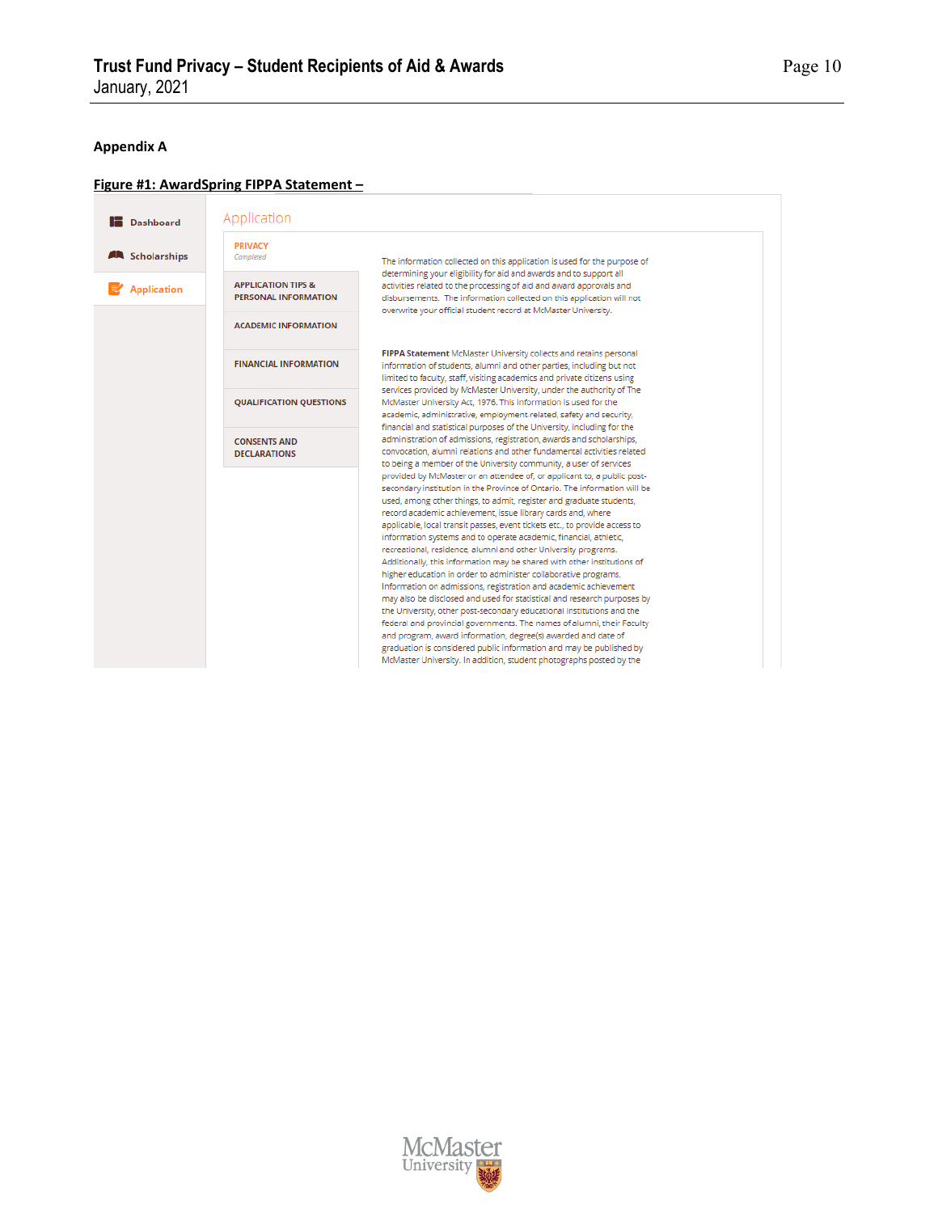## Appendix A

**Figure #1: AwardSpring FIPPA Statement –**

Dashboard

Scholarships

Application

Application

PRIVACY
*Completed*

APPLICATION TIPS & PERSONAL INFORMATION

ACADEMIC INFORMATION

FINANCIAL INFORMATION

QUALIFICATION QUESTIONS

CONSENTS AND DECLARATIONS

The information collected on this application is used for the purpose of determining your eligibility for aid and awards and to support all activities related to the processing of aid and award approvals and disbursements. The information collected on this application will not overwrite your official student record at McMaster University.

**FIPPA Statement** McMaster University collects and retains personal information of students, alumni and other parties, including but not limited to faculty, staff, visiting academics and private citizens using services provided by McMaster University, under the authority of The McMaster University Act, 1976. This information is used for the academic, administrative, employment-related, safety and security, financial and statistical purposes of the University, including for the administration of admissions, registration, awards and scholarships, convocation, alumni relations and other fundamental activities related to being a member of the University community, a user of services provided by McMaster or an attendee of, or applicant to, a public post-secondary institution in the Province of Ontario. The information will be used, among other things, to admit, register and graduate students, record academic achievement, issue library cards and, where applicable, local transit passes, event tickets etc., to provide access to information systems and to operate academic, financial, athletic, recreational, residence, alumni and other University programs. Additionally, this information may be shared with other institutions of higher education in order to administer collaborative programs. Information on admissions, registration and academic achievement may also be disclosed and used for statistical and research purposes by the University, other post-secondary educational institutions and the federal and provincial governments. The names of alumni, their Faculty and program, award information, degree(s) awarded and date of graduation is considered public information and may be published by McMaster University. In addition, student photographs posted by the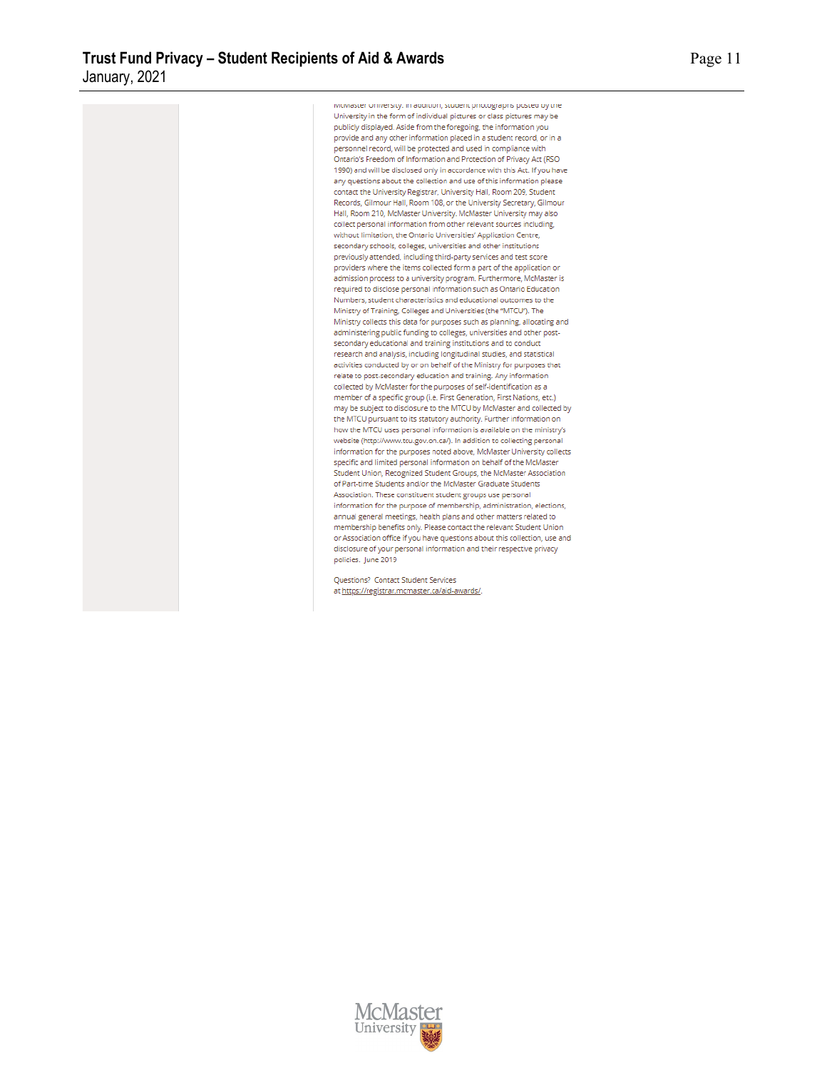McMaster University. In addition, student photographs posted by the University in the form of individual pictures or class pictures may be publicly displayed. Aside from the foregoing, the information you provide and any other information placed in a student record, or in a personnel record, will be protected and used in compliance with Ontario's Freedom of Information and Protection of Privacy Act (RSO 1990) and will be disclosed only in accordance with this Act. If you have any questions about the collection and use of this information please contact the University Registrar, University Hall, Room 209, Student Records, Gilmour Hall, Room 108, or the University Secretary, Gilmour Hall, Room 210, McMaster University. McMaster University may also collect personal information from other relevant sources including, without limitation, the Ontario Universities' Application Centre, secondary schools, colleges, universities and other institutions previously attended, including third-party services and test score providers where the items collected form a part of the application or admission process to a university program. Furthermore, McMaster is required to disclose personal information such as Ontario Education Numbers, student characteristics and educational outcomes to the Ministry of Training, Colleges and Universities (the "MTCU"). The Ministry collects this data for purposes such as planning, allocating and administering public funding to colleges, universities and other post-secondary educational and training institutions and to conduct research and analysis, including longitudinal studies, and statistical activities conducted by or on behalf of the Ministry for purposes that relate to post-secondary education and training. Any information collected by McMaster for the purposes of self-identification as a member of a specific group (i.e. First Generation, First Nations, etc.) may be subject to disclosure to the MTCU by McMaster and collected by the MTCU pursuant to its statutory authority. Further information on how the MTCU uses personal information is available on the ministry's website (http://www.tcu.gov.on.ca/). In addition to collecting personal information for the purposes noted above, McMaster University collects specific and limited personal information on behalf of the McMaster Student Union, Recognized Student Groups, the McMaster Association of Part-time Students and/or the McMaster Graduate Students Association. These constituent student groups use personal information for the purpose of membership, administration, elections, annual general meetings, health plans and other matters related to membership benefits only. Please contact the relevant Student Union or Association office if you have questions about this collection, use and disclosure of your personal information and their respective privacy policies. June 2019

Questions? Contact Student Services at https://registrar.mcmaster.ca/aid-awards/.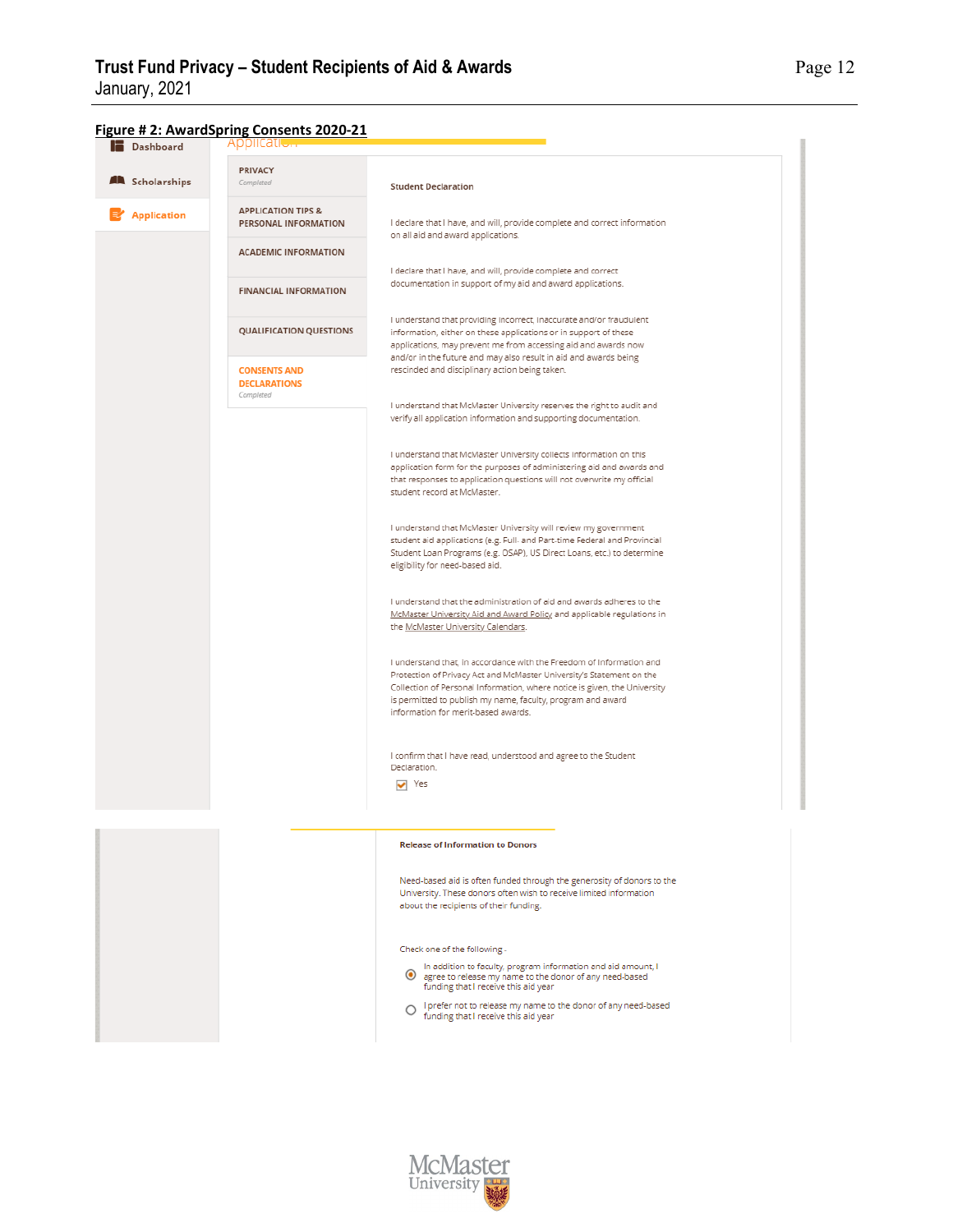**Figure # 2: AwardSpring Consents 2020-21**

Dashboard

Scholarships

Application

Application

PRIVACY
*Completed*

APPLICATION TIPS & PERSONAL INFORMATION

ACADEMIC INFORMATION

FINANCIAL INFORMATION

QUALIFICATION QUESTIONS

CONSENTS AND DECLARATIONS
*Completed*

**Student Declaration**

I declare that I have, and will, provide complete and correct information on all aid and award applications.

I declare that I have, and will, provide complete and correct documentation in support of my aid and award applications.

I understand that providing incorrect, inaccurate and/or fraudulent information, either on these applications or in support of these applications, may prevent me from accessing aid and awards now and/or in the future and may also result in aid and awards being rescinded and disciplinary action being taken.

I understand that McMaster University reserves the right to audit and verify all application information and supporting documentation.

I understand that McMaster University collects information on this application form for the purposes of administering aid and awards and that responses to application questions will not overwrite my official student record at McMaster.

I understand that McMaster University will review my government student aid applications (e.g. Full- and Part-time Federal and Provincial Student Loan Programs (e.g. OSAP), US Direct Loans, etc.) to determine eligibility for need-based aid.

I understand that the administration of aid and awards adheres to the McMaster University Aid and Award Policy and applicable regulations in the McMaster University Calendars.

I understand that, in accordance with the Freedom of Information and Protection of Privacy Act and McMaster University's Statement on the Collection of Personal Information, where notice is given, the University is permitted to publish my name, faculty, program and award information for merit-based awards.

I confirm that I have read, understood and agree to the Student Declaration.

☑ Yes

**Release of Information to Donors**

Need-based aid is often funded through the generosity of donors to the University. These donors often wish to receive limited information about the recipients of their funding.

Check one of the following :

◉ In addition to faculty, program information and aid amount, I agree to release my name to the donor of any need-based funding that I receive this aid year

○ I prefer not to release my name to the donor of any need-based funding that I receive this aid year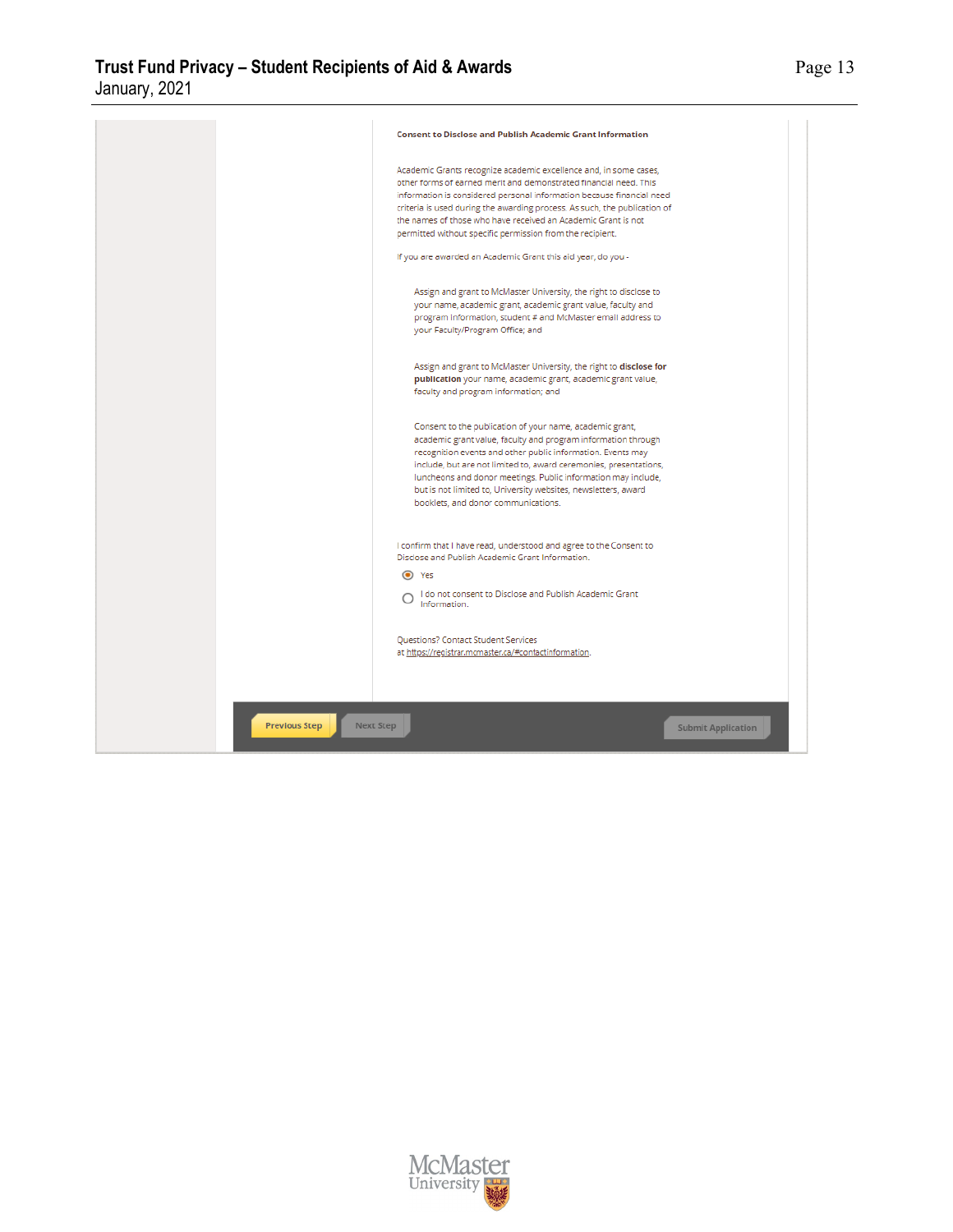**Consent to Disclose and Publish Academic Grant Information**

Academic Grants recognize academic excellence and, in some cases, other forms of earned merit and demonstrated financial need. This information is considered personal information because financial need criteria is used during the awarding process. As such, the publication of the names of those who have received an Academic Grant is not permitted without specific permission from the recipient.

If you are awarded an Academic Grant this aid year, do you -

> Assign and grant to McMaster University, the right to disclose to your name, academic grant, academic grant value, faculty and program information, student # and McMaster email address to your Faculty/Program Office; and
>
> Assign and grant to McMaster University, the right to **disclose for publication** your name, academic grant, academic grant value, faculty and program information; and
>
> Consent to the publication of your name, academic grant, academic grant value, faculty and program information through recognition events and other public information. Events may include, but are not limited to, award ceremonies, presentations, luncheons and donor meetings. Public information may include, but is not limited to, University websites, newsletters, award booklets, and donor communications.

I confirm that I have read, understood and agree to the Consent to Disclose and Publish Academic Grant Information.

- (●) Yes
- ( ) I do not consent to Disclose and Publish Academic Grant Information.

Questions? Contact Student Services at https://registrar.mcmaster.ca/#contactinformation.

Previous Step | Next Step | Submit Application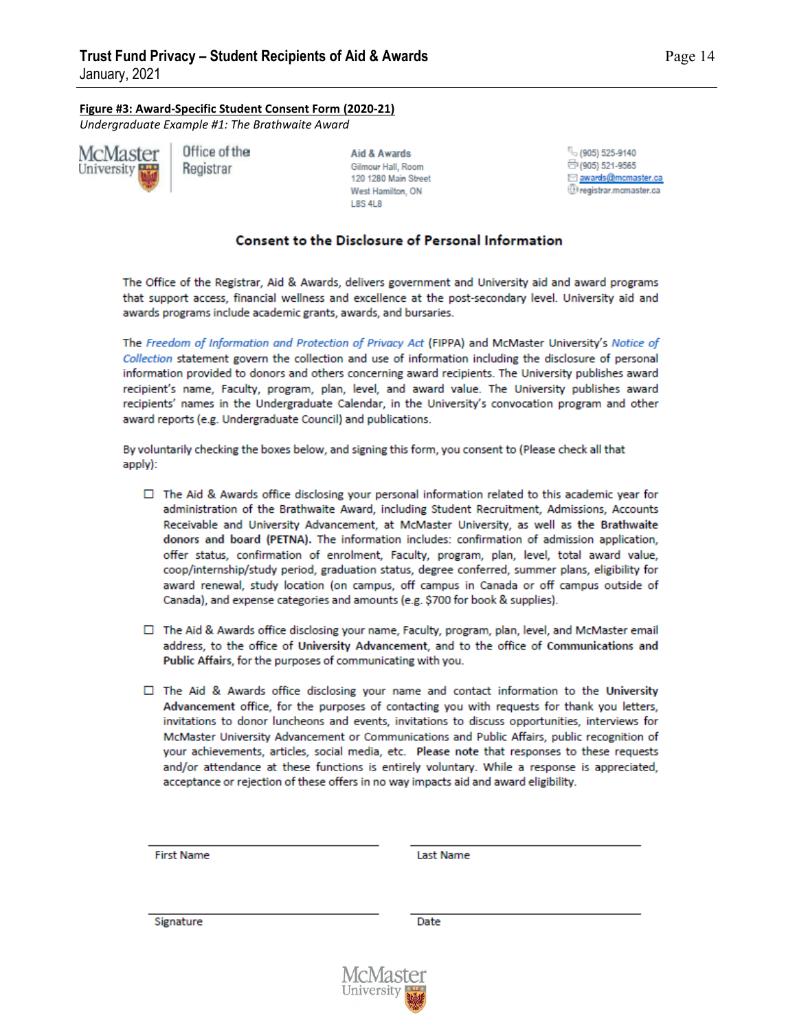**Figure #3: Award-Specific Student Consent Form (2020-21)**
*Undergraduate Example #1: The Brathwaite Award*

McMaster University | Office of the Registrar

**Aid & Awards**
Gilmour Hall, Room
120 1280 Main Street
West Hamilton, ON
L8S 4L8

(905) 525-9140
(905) 521-9565
awards@mcmaster.ca
registrar.mcmaster.ca

## Consent to the Disclosure of Personal Information

The Office of the Registrar, Aid & Awards, delivers government and University aid and award programs that support access, financial wellness and excellence at the post-secondary level. University aid and awards programs include academic grants, awards, and bursaries.

The *Freedom of Information and Protection of Privacy Act* (FIPPA) and McMaster University's *Notice of Collection* statement govern the collection and use of information including the disclosure of personal information provided to donors and others concerning award recipients. The University publishes award recipient's name, Faculty, program, plan, level, and award value. The University publishes award recipients' names in the Undergraduate Calendar, in the University's convocation program and other award reports (e.g. Undergraduate Council) and publications.

By voluntarily checking the boxes below, and signing this form, you consent to (Please check all that apply):

- ☐ The Aid & Awards office disclosing your personal information related to this academic year for administration of the Brathwaite Award, including Student Recruitment, Admissions, Accounts Receivable and University Advancement, at McMaster University, as well as **the Brathwaite donors and board (PETNA).** The information includes: confirmation of admission application, offer status, confirmation of enrolment, Faculty, program, plan, level, total award value, coop/internship/study period, graduation status, degree conferred, summer plans, eligibility for award renewal, study location (on campus, off campus in Canada or off campus outside of Canada), and expense categories and amounts (e.g. $700 for book & supplies).

- ☐ The Aid & Awards office disclosing your name, Faculty, program, plan, level, and McMaster email address, to the office of **University Advancement**, and to the office of **Communications and Public Affairs**, for the purposes of communicating with you.

- ☐ The Aid & Awards office disclosing your name and contact information to the **University Advancement** office, for the purposes of contacting you with requests for thank you letters, invitations to donor luncheons and events, invitations to discuss opportunities, interviews for McMaster University Advancement or Communications and Public Affairs, public recognition of your achievements, articles, social media, etc. **Please note** that responses to these requests and/or attendance at these functions is entirely voluntary. While a response is appreciated, acceptance or rejection of these offers in no way impacts aid and award eligibility.

First Name ____________________ Last Name ____________________

Signature ____________________ Date ____________________

McMaster University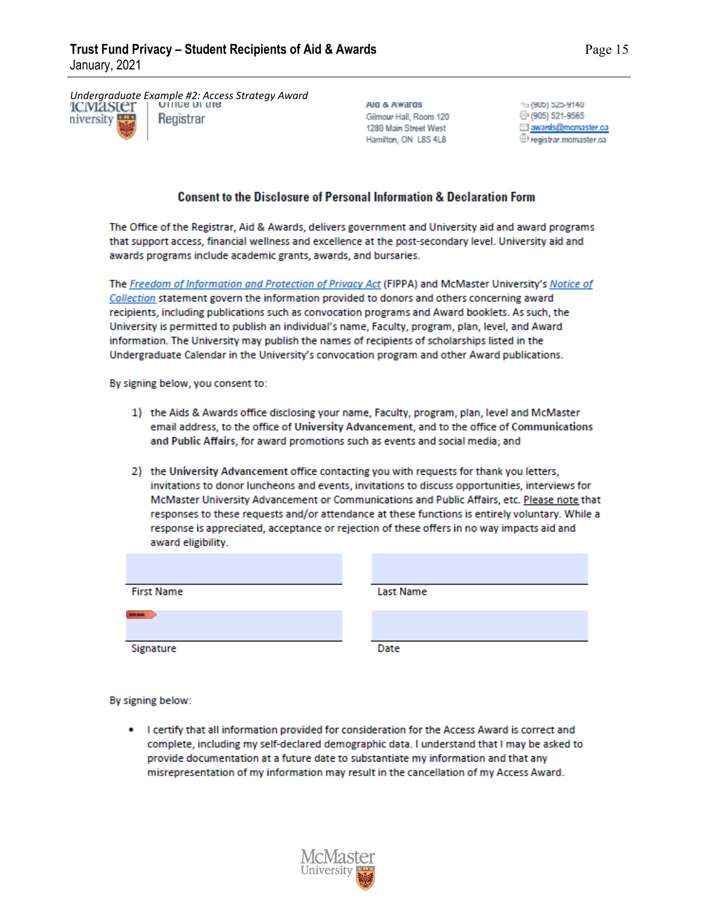*Undergraduate Example #2: Access Strategy Award*

McMaster University | Office of the Registrar

Aid & Awards
Gilmour Hall, Room 120
1280 Main Street West
Hamilton, ON L8S 4L8

(905) 525-9140
(905) 521-9565
awards@mcmaster.ca
registrar.mcmaster.ca

## Consent to the Disclosure of Personal Information & Declaration Form

The Office of the Registrar, Aid & Awards, delivers government and University aid and award programs that support access, financial wellness and excellence at the post-secondary level. University aid and awards programs include academic grants, awards, and bursaries.

The *Freedom of Information and Protection of Privacy Act* (FIPPA) and McMaster University's *Notice of Collection* statement govern the information provided to donors and others concerning award recipients, including publications such as convocation programs and Award booklets. As such, the University is permitted to publish an individual's name, Faculty, program, plan, level, and Award information. The University may publish the names of recipients of scholarships listed in the Undergraduate Calendar in the University's convocation program and other Award publications.

By signing below, you consent to:

1) the Aids & Awards office disclosing your name, Faculty, program, plan, level and McMaster email address, to the office of **University Advancement**, and to the office of **Communications and Public Affairs**, for award promotions such as events and social media; and

2) the **University Advancement** office contacting you with requests for thank you letters, invitations to donor luncheons and events, invitations to discuss opportunities, interviews for McMaster University Advancement or Communications and Public Affairs, etc. Please note that responses to these requests and/or attendance at these functions is entirely voluntary. While a response is appreciated, acceptance or rejection of these offers in no way impacts aid and award eligibility.

| | |
|---|---|
| First Name | Last Name |
| Signature | Date |

By signing below:

- I certify that all information provided for consideration for the Access Award is correct and complete, including my self-declared demographic data. I understand that I may be asked to provide documentation at a future date to substantiate my information and that any misrepresentation of my information may result in the cancellation of my Access Award.

McMaster University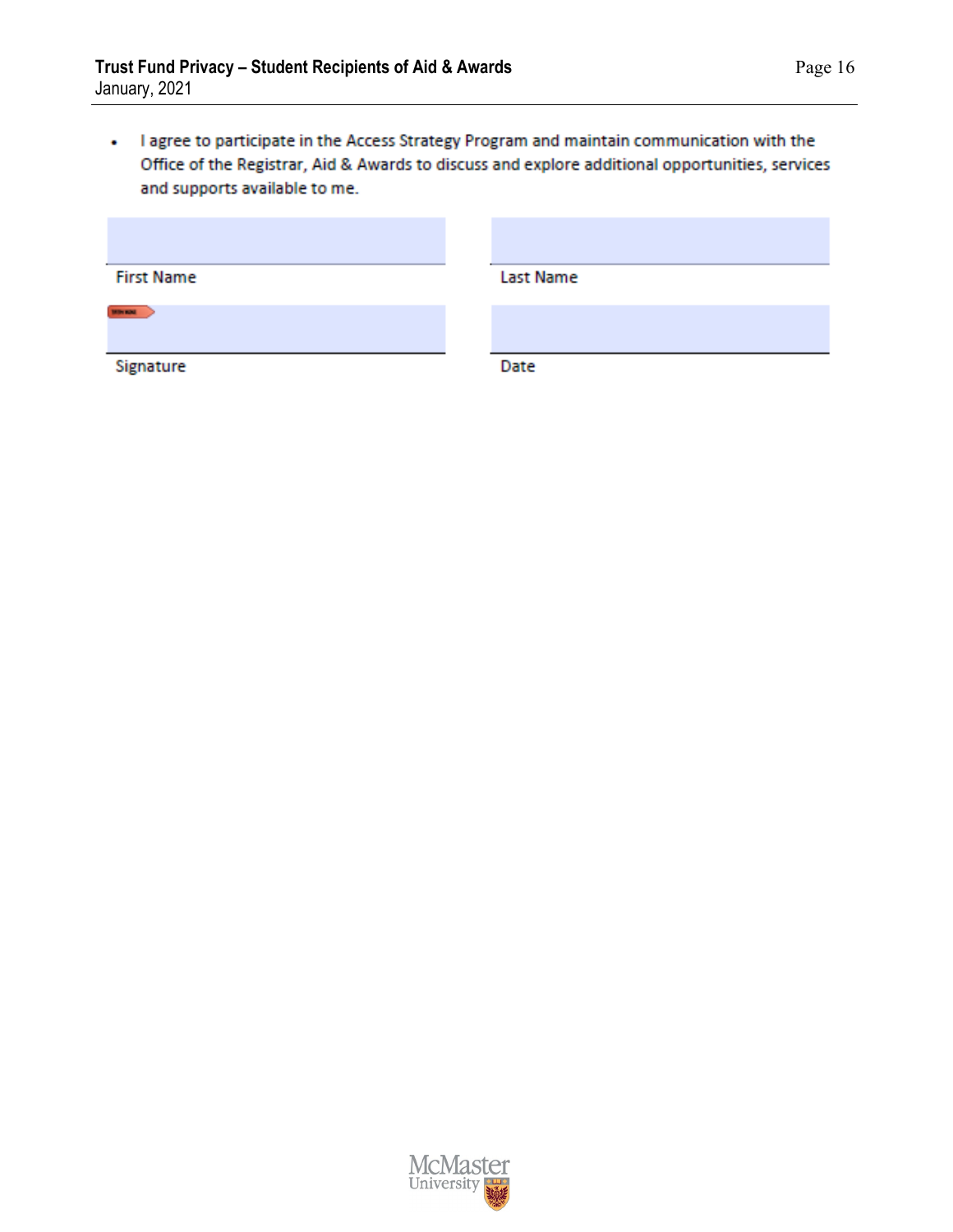- I agree to participate in the Access Strategy Program and maintain communication with the Office of the Registrar, Aid & Awards to discuss and explore additional opportunities, services and supports available to me.

| | |
|---|---|
| First Name | Last Name |
| Signature | Date |